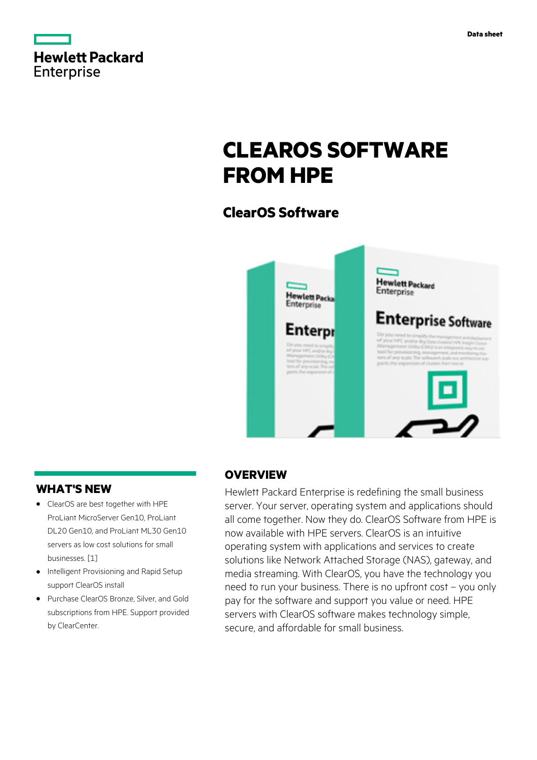Hewlett Packard Enterprise

Data sheet

# CLEAROS SOFTWARE FROM HPE

## ClearOS Software

## OVERVIEW

Hewlett Packard Enterprise is redefining the small business server. Your server, operating system and applications should all come together. Now they do. ClearOS Software from HPE is now available with HPE servers. ClearOS is an intuitive operating system with applications and services to create solutions like Network Attached Storage (NAS), gateway, and media streaming. With ClearOS, you have the technology you need to run your business. There is no upfront cost – you only pay for the software and support you value or need. HPE servers with ClearOS software makes technology simple, secure, and affordable for small business.

## WHAT'S NEW

- ClearOS are best together with HPE ProLiant MicroServer Gen10, ProLiant DL20 Gen10, and ProLiant ML30 Gen10 servers as low cost solutions for small businesses. [1]
- Intelligent Provisioning and Rapid Setup support ClearOS install
- Purchase ClearOS Bronze, Silver, and Gold subscriptions from HPE. Support provided by ClearCenter.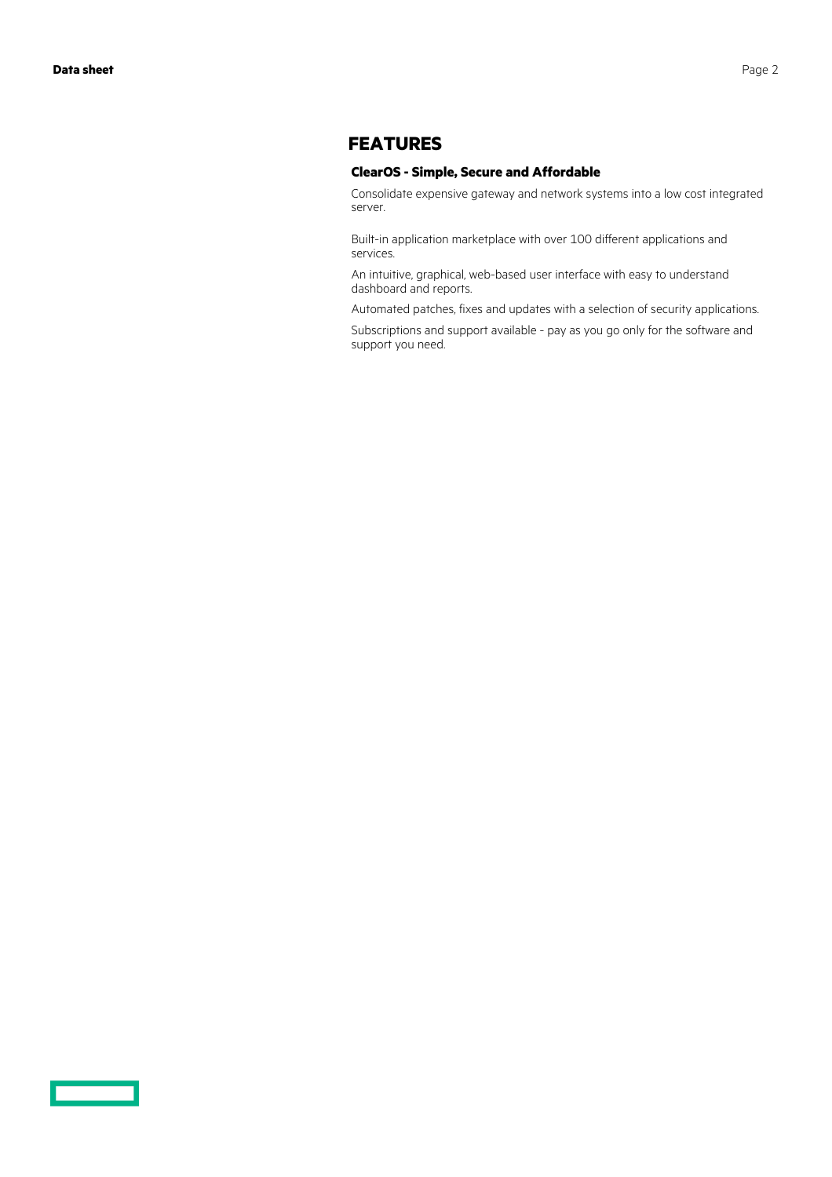## FEATURES

### ClearOS - Simple, Secure and Affordable

Consolidate expensive gateway and network systems into a low cost integrated server.

Built-in application marketplace with over 100 different applications and services.

An intuitive, graphical, web-based user interface with easy to understand dashboard and reports.

Automated patches, fixes and updates with a selection of security applications.

Subscriptions and support available - pay as you go only for the software and support you need.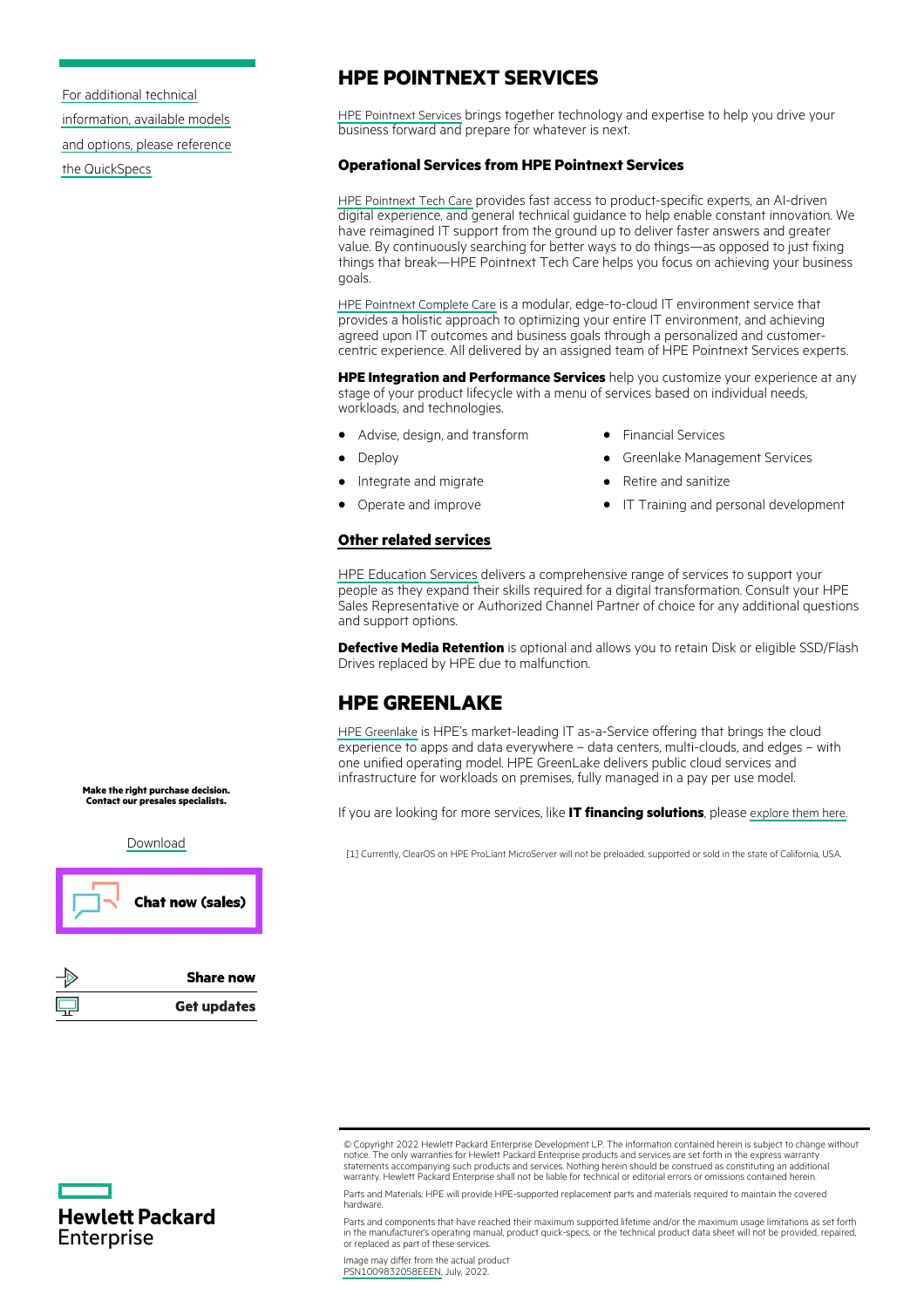For additional technical information, available models and options, please reference the QuickSpecs

## HPE POINTNEXT SERVICES

HPE Pointnext Services brings together technology and expertise to help you drive your business forward and prepare for whatever is next.

### Operational Services from HPE Pointnext Services

HPE Pointnext Tech Care provides fast access to product-specific experts, an AI-driven digital experience, and general technical guidance to help enable constant innovation. We have reimagined IT support from the ground up to deliver faster answers and greater value. By continuously searching for better ways to do things—as opposed to just fixing things that break—HPE Pointnext Tech Care helps you focus on achieving your business goals.

HPE Pointnext Complete Care is a modular, edge-to-cloud IT environment service that provides a holistic approach to optimizing your entire IT environment, and achieving agreed upon IT outcomes and business goals through a personalized and customer-centric experience. All delivered by an assigned team of HPE Pointnext Services experts.

**HPE Integration and Performance Services** help you customize your experience at any stage of your product lifecycle with a menu of services based on individual needs, workloads, and technologies.

- Advise, design, and transform
- Deploy
- Integrate and migrate
- Operate and improve
- Financial Services
- Greenlake Management Services
- Retire and sanitize
- IT Training and personal development

### Other related services

HPE Education Services delivers a comprehensive range of services to support your people as they expand their skills required for a digital transformation. Consult your HPE Sales Representative or Authorized Channel Partner of choice for any additional questions and support options.

**Defective Media Retention** is optional and allows you to retain Disk or eligible SSD/Flash Drives replaced by HPE due to malfunction.

## HPE GREENLAKE

HPE Greenlake is HPE's market-leading IT as-a-Service offering that brings the cloud experience to apps and data everywhere – data centers, multi-clouds, and edges – with one unified operating model. HPE GreenLake delivers public cloud services and infrastructure for workloads on premises, fully managed in a pay per use model.

If you are looking for more services, like **IT financing solutions**, please explore them here.

[1] Currently, ClearOS on HPE ProLiant MicroServer will not be preloaded, supported or sold in the state of California, USA.

**Make the right purchase decision. Contact our presales specialists.**

Download

Chat now (sales)

Share now

Get updates

© Copyright 2022 Hewlett Packard Enterprise Development LP. The information contained herein is subject to change without notice. The only warranties for Hewlett Packard Enterprise products and services are set forth in the express warranty statements accompanying such products and services. Nothing herein should be construed as constituting an additional warranty. Hewlett Packard Enterprise shall not be liable for technical or editorial errors or omissions contained herein.

Parts and Materials: HPE will provide HPE-supported replacement parts and materials required to maintain the covered hardware.

Parts and components that have reached their maximum supported lifetime and/or the maximum usage limitations as set forth in the manufacturer's operating manual, product quick-specs, or the technical product data sheet will not be provided, repaired, or replaced as part of these services.

Image may differ from the actual product

PSN1009832058EEEN, July, 2022.

Hewlett Packard Enterprise